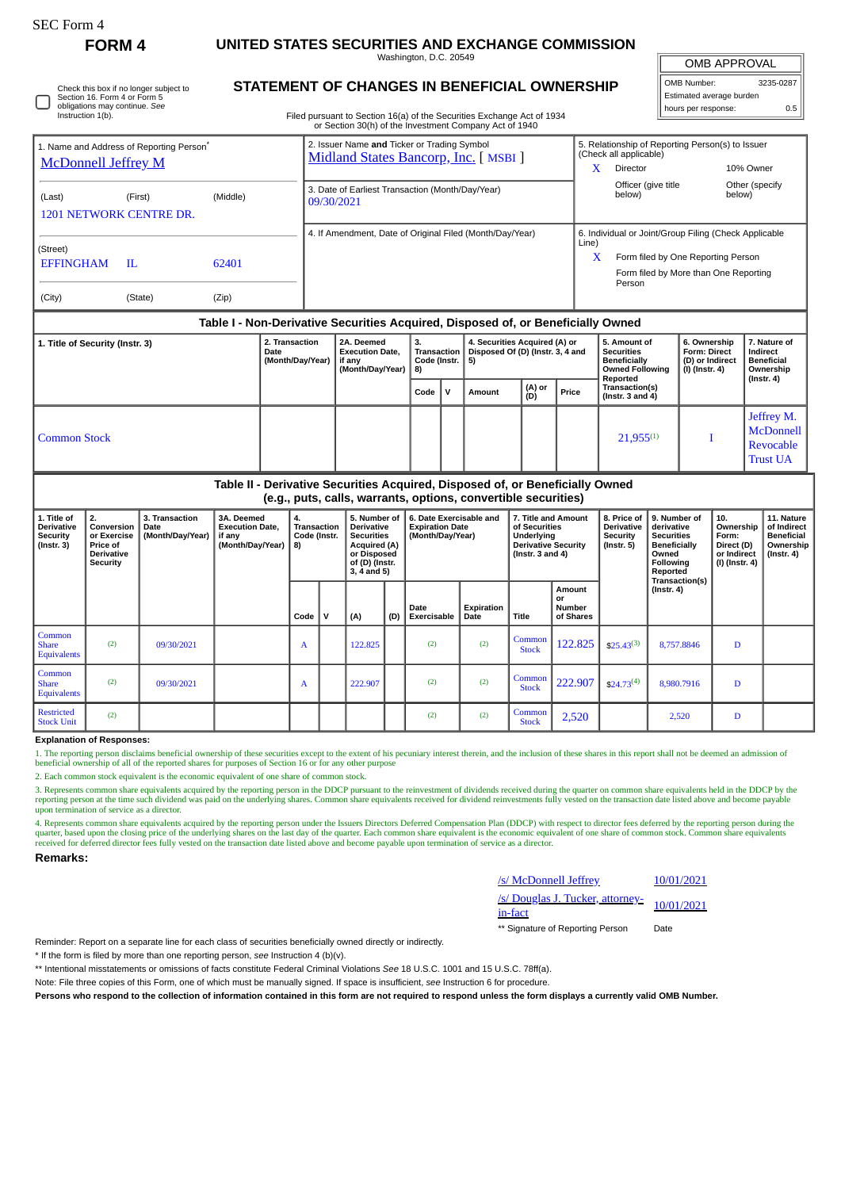SEC Form 4

**FORM 4**

# UNITED STATES SECURITIES AND EXCHANGE COMMISSION

Washington, D.C. 20549

## STATEMENT OF CHANGES IN BENEFICIAL OWNERSHIP

Filed pursuant to Section 16(a) of the Securities Exchange Act of 1934 or Section 30(h) of the Investment Company Act of 1940

Check this box if no longer subject to Section 16. Form 4 or Form 5 obligations may continue. *See* Instruction 1(b).

| OMB APPROVAL | |
|---|---|
| OMB Number: | 3235-0287 |
| Estimated average burden | |
| hours per response: | 0.5 |

**1. Name and Address of Reporting Person***
McDonnell Jeffrey M

(Last) (First) (Middle)
1201 NETWORK CENTRE DR.

(Street)
EFFINGHAM IL 62401

(City) (State) (Zip)

**2. Issuer Name and Ticker or Trading Symbol**
Midland States Bancorp, Inc. [ MSBI ]

**3. Date of Earliest Transaction (Month/Day/Year)**
09/30/2021

**4. If Amendment, Date of Original Filed (Month/Day/Year)**

**5. Relationship of Reporting Person(s) to Issuer (Check all applicable)**
X Director
10% Owner
Officer (give title below)
Other (specify below)

**6. Individual or Joint/Group Filing (Check Applicable Line)**
X Form filed by One Reporting Person
Form filed by More than One Reporting Person

### Table I - Non-Derivative Securities Acquired, Disposed of, or Beneficially Owned

| 1. Title of Security (Instr. 3) | 2. Transaction Date (Month/Day/Year) | 2A. Deemed Execution Date, if any (Month/Day/Year) | 3. Transaction Code (Instr. 8) | | 4. Securities Acquired (A) or Disposed Of (D) (Instr. 3, 4 and 5) | | | 5. Amount of Securities Beneficially Owned Following Reported Transaction(s) (Instr. 3 and 4) | 6. Ownership Form: Direct (D) or Indirect (I) (Instr. 4) | 7. Nature of Indirect Beneficial Ownership (Instr. 4) |
|---|---|---|---|---|---|---|---|---|---|---|
| | | | Code | V | Amount | (A) or (D) | Price | | | |
| Common Stock | | | | | | | | 21,955[1] | I | Jeffrey M. McDonnell Revocable Trust UA |

### Table II - Derivative Securities Acquired, Disposed of, or Beneficially Owned (e.g., puts, calls, warrants, options, convertible securities)

| 1. Title of Derivative Security (Instr. 3) | 2. Conversion or Exercise Price of Derivative Security | 3. Transaction Date (Month/Day/Year) | 3A. Deemed Execution Date, if any (Month/Day/Year) | 4. Transaction Code (Instr. 8) | | 5. Number of Derivative Securities Acquired (A) or Disposed of (D) (Instr. 3, 4 and 5) | | 6. Date Exercisable and Expiration Date (Month/Day/Year) | | 7. Title and Amount of Securities Underlying Derivative Security (Instr. 3 and 4) | | 8. Price of Derivative Security (Instr. 5) | 9. Number of derivative Securities Beneficially Owned Following Reported Transaction(s) (Instr. 4) | 10. Ownership Form: Direct (D) or Indirect (I) (Instr. 4) | 11. Nature of Indirect Beneficial Ownership (Instr. 4) |
|---|---|---|---|---|---|---|---|---|---|---|---|---|---|---|---|
| | | | | Code | V | (A) | (D) | Date Exercisable | Expiration Date | Title | Amount or Number of Shares | | | | |
| Common Share Equivalents | (2) | 09/30/2021 | | A | | 122.825 | | (2) | (2) | Common Stock | 122.825 | $25.43[3] | 8,757.8846 | D | |
| Common Share Equivalents | (2) | 09/30/2021 | | A | | 222.907 | | (2) | (2) | Common Stock | 222.907 | $24.73[4] | 8,980.7916 | D | |
| Restricted Stock Unit | (2) | | | | | | | (2) | (2) | Common Stock | 2,520 | | 2,520 | D | |

**Explanation of Responses:**

1. The reporting person disclaims beneficial ownership of these securities except to the extent of his pecuniary interest therein, and the inclusion of these shares in this report shall not be deemed an admission of beneficial ownership of all of the reported shares for purposes of Section 16 or for any other purpose

2. Each common stock equivalent is the economic equivalent of one share of common stock.

3. Represents common share equivalents acquired by the reporting person in the DDCP pursuant to the reinvestment of dividends received during the quarter on common share equivalents held in the DDCP by the reporting person at the time such dividend was paid on the underlying shares. Common share equivalents received for dividend reinvestments fully vested on the transaction date listed above and become payable upon termination of service as a director.

4. Represents common share equivalents acquired by the reporting person under the Issuers Directors Deferred Compensation Plan (DDCP) with respect to director fees deferred by the reporting person during the quarter, based upon the closing price of the underlying shares on the last day of the quarter. Each common share equivalent is the economic equivalent of one share of common stock. Common share equivalents received for deferred director fees fully vested on the transaction date listed above and become payable upon termination of service as a director.

**Remarks:**

| | |
|---|---|
| /s/ McDonnell Jeffrey | 10/01/2021 |
| /s/ Douglas J. Tucker, attorney-in-fact | 10/01/2021 |
| ** Signature of Reporting Person | Date |

Reminder: Report on a separate line for each class of securities beneficially owned directly or indirectly.

\* If the form is filed by more than one reporting person, *see* Instruction 4 (b)(v).

** Intentional misstatements or omissions of facts constitute Federal Criminal Violations *See* 18 U.S.C. 1001 and 15 U.S.C. 78ff(a).

Note: File three copies of this Form, one of which must be manually signed. If space is insufficient, *see* Instruction 6 for procedure.

**Persons who respond to the collection of information contained in this form are not required to respond unless the form displays a currently valid OMB Number.**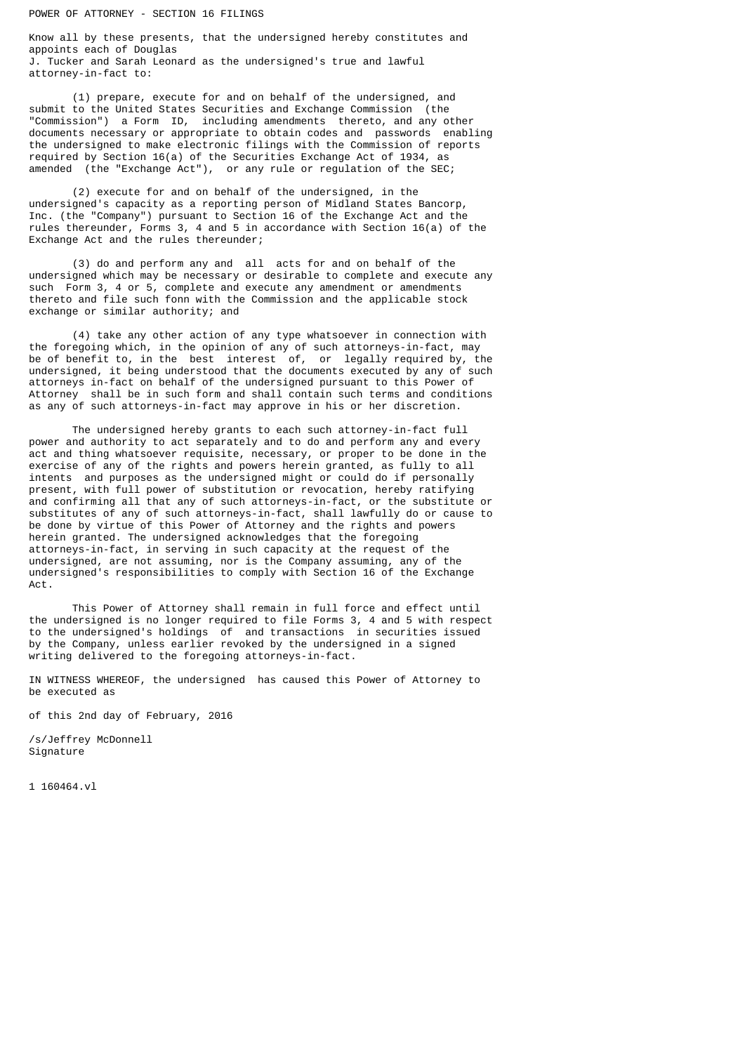POWER OF ATTORNEY - SECTION 16 FILINGS

Know all by these presents, that the undersigned hereby constitutes and appoints each of Douglas J. Tucker and Sarah Leonard as the undersigned's true and lawful attorney-in-fact to:

(1) prepare, execute for and on behalf of the undersigned, and submit to the United States Securities and Exchange Commission (the "Commission") a Form ID, including amendments thereto, and any other documents necessary or appropriate to obtain codes and passwords enabling the undersigned to make electronic filings with the Commission of reports required by Section 16(a) of the Securities Exchange Act of 1934, as amended (the "Exchange Act"), or any rule or regulation of the SEC;

(2) execute for and on behalf of the undersigned, in the undersigned's capacity as a reporting person of Midland States Bancorp, Inc. (the "Company") pursuant to Section 16 of the Exchange Act and the rules thereunder, Forms 3, 4 and 5 in accordance with Section 16(a) of the Exchange Act and the rules thereunder;

(3) do and perform any and all acts for and on behalf of the undersigned which may be necessary or desirable to complete and execute any such Form 3, 4 or 5, complete and execute any amendment or amendments thereto and file such fonn with the Commission and the applicable stock exchange or similar authority; and

(4) take any other action of any type whatsoever in connection with the foregoing which, in the opinion of any of such attorneys-in-fact, may be of benefit to, in the best interest of, or legally required by, the undersigned, it being understood that the documents executed by any of such attorneys in-fact on behalf of the undersigned pursuant to this Power of Attorney shall be in such form and shall contain such terms and conditions as any of such attorneys-in-fact may approve in his or her discretion.

The undersigned hereby grants to each such attorney-in-fact full power and authority to act separately and to do and perform any and every act and thing whatsoever requisite, necessary, or proper to be done in the exercise of any of the rights and powers herein granted, as fully to all intents and purposes as the undersigned might or could do if personally present, with full power of substitution or revocation, hereby ratifying and confirming all that any of such attorneys-in-fact, or the substitute or substitutes of any of such attorneys-in-fact, shall lawfully do or cause to be done by virtue of this Power of Attorney and the rights and powers herein granted. The undersigned acknowledges that the foregoing attorneys-in-fact, in serving in such capacity at the request of the undersigned, are not assuming, nor is the Company assuming, any of the undersigned's responsibilities to comply with Section 16 of the Exchange Act.

This Power of Attorney shall remain in full force and effect until the undersigned is no longer required to file Forms 3, 4 and 5 with respect to the undersigned's holdings of and transactions in securities issued by the Company, unless earlier revoked by the undersigned in a signed writing delivered to the foregoing attorneys-in-fact.

IN WITNESS WHEREOF, the undersigned has caused this Power of Attorney to be executed as

of this 2nd day of February, 2016

/s/Jeffrey McDonnell
Signature

1 160464.vl